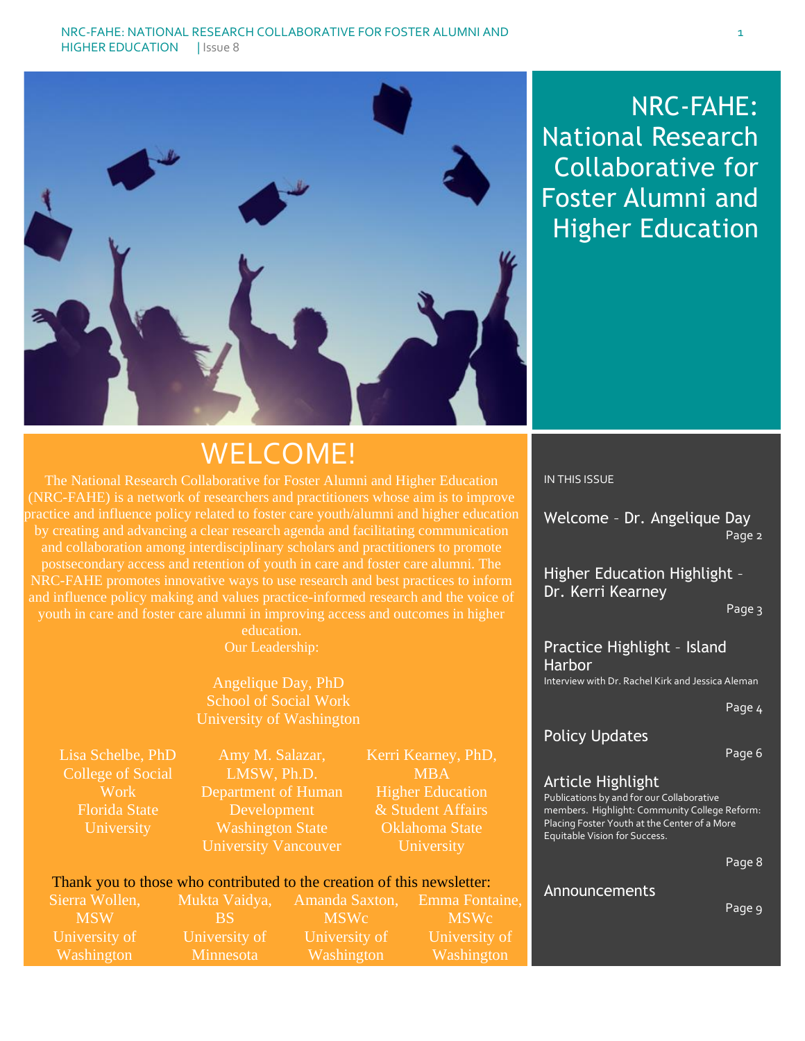# NRC-FAHE: National Research Collaborative for Foster Alumni and Higher Education

## WELCOME!

The National Research Collaborative for Foster Alumni and Higher Education (NRC-FAHE) is a network of researchers and practitioners whose aim is to improve practice and influence policy related to foster care youth/alumni and higher education by creating and advancing a clear research agenda and facilitating communication and collaboration among interdisciplinary scholars and practitioners to promote postsecondary access and retention of youth in care and foster care alumni. The NRC-FAHE promotes innovative ways to use research and best practices to inform and influence policy making and values practice-informed research and the voice of youth in care and foster care alumni in improving access and outcomes in higher education.

Our Leadership:

Angelique Day, PhD
School of Social Work
University of Washington

Lisa Schelbe, PhD
College of Social Work
Florida State University

Amy M. Salazar, LMSW, Ph.D.
Department of Human Development
Washington State University Vancouver

Kerri Kearney, PhD, MBA
Higher Education & Student Affairs
Oklahoma State University

Thank you to those who contributed to the creation of this newsletter:

Sierra Wollen, MSW
University of Washington

Mukta Vaidya, BS
University of Minnesota

Amanda Saxton, MSWc
University of Washington

Emma Fontaine, MSWc
University of Washington

## IN THIS ISSUE

- Welcome – Dr. Angelique Day — Page 2
- Higher Education Highlight – Dr. Kerri Kearney — Page 3
- Practice Highlight – Island Harbor — Page 4
  Interview with Dr. Rachel Kirk and Jessica Aleman
- Policy Updates — Page 6
- Article Highlight — Page 8
  Publications by and for our Collaborative members. Highlight: Community College Reform: Placing Foster Youth at the Center of a More Equitable Vision for Success.
- Announcements — Page 9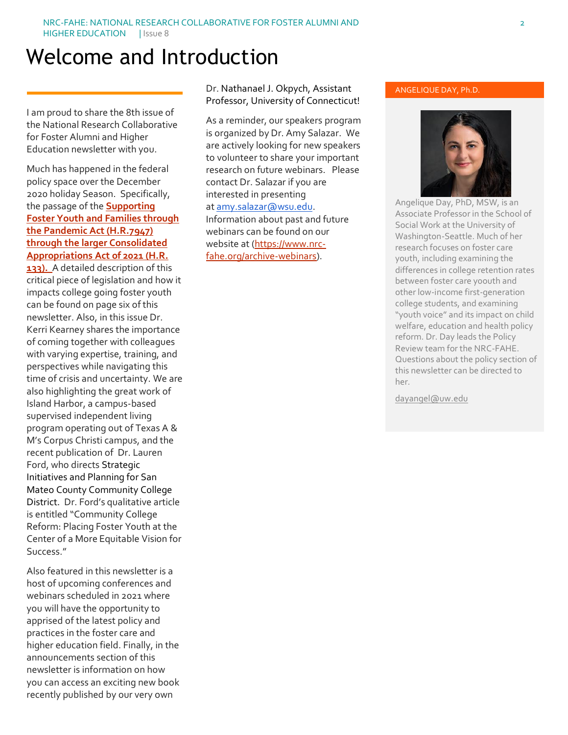# Welcome and Introduction

I am proud to share the 8th issue of the National Research Collaborative for Foster Alumni and Higher Education newsletter with you.

Much has happened in the federal policy space over the December 2020 holiday Season. Specifically, the passage of the **Supporting Foster Youth and Families through the Pandemic Act (H.R.7947) through the larger Consolidated Appropriations Act of 2021 (H.R. 133).** A detailed description of this critical piece of legislation and how it impacts college going foster youth can be found on page six of this newsletter. Also, in this issue Dr. Kerri Kearney shares the importance of coming together with colleagues with varying expertise, training, and perspectives while navigating this time of crisis and uncertainty. We are also highlighting the great work of Island Harbor, a campus-based supervised independent living program operating out of Texas A & M's Corpus Christi campus, and the recent publication of Dr. Lauren Ford, who directs Strategic Initiatives and Planning for San Mateo County Community College District. Dr. Ford's qualitative article is entitled "Community College Reform: Placing Foster Youth at the Center of a More Equitable Vision for Success."

Also featured in this newsletter is a host of upcoming conferences and webinars scheduled in 2021 where you will have the opportunity to apprised of the latest policy and practices in the foster care and higher education field. Finally, in the announcements section of this newsletter is information on how you can access an exciting new book recently published by our very own Dr. Nathanael J. Okpych, Assistant Professor, University of Connecticut!

As a reminder, our speakers program is organized by Dr. Amy Salazar. We are actively looking for new speakers to volunteer to share your important research on future webinars. Please contact Dr. Salazar if you are interested in presenting at amy.salazar@wsu.edu. Information about past and future webinars can be found on our website at (https://www.nrc-fahe.org/archive-webinars).

**ANGELIQUE DAY, Ph.D.**

Angelique Day, PhD, MSW, is an Associate Professor in the School of Social Work at the University of Washington-Seattle. Much of her research focuses on foster care youth, including examining the differences in college retention rates between foster care yoouth and other low-income first-generation college students, and examining "youth voice" and its impact on child welfare, education and health policy reform. Dr. Day leads the Policy Review team for the NRC-FAHE. Questions about the policy section of this newsletter can be directed to her.

dayangel@uw.edu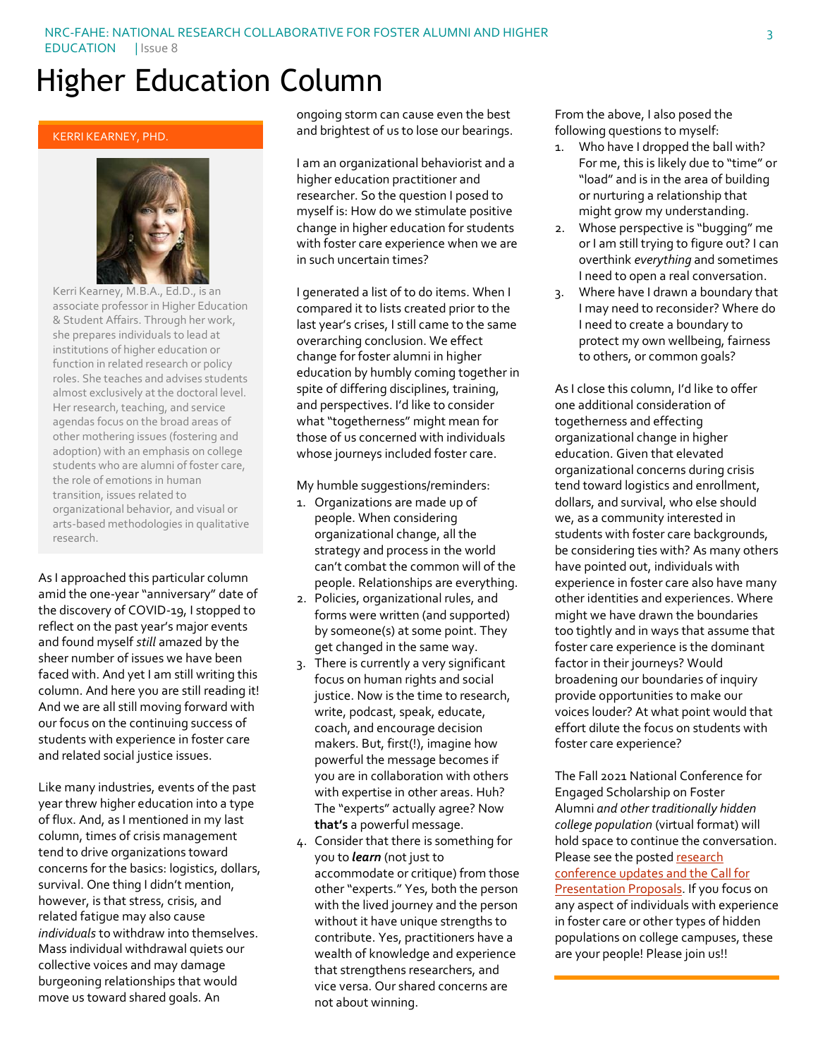# Higher Education Column

## KERRI KEARNEY, PHD.

Kerri Kearney, M.B.A., Ed.D., is an associate professor in Higher Education & Student Affairs. Through her work, she prepares individuals to lead at institutions of higher education or function in related research or policy roles. She teaches and advises students almost exclusively at the doctoral level. Her research, teaching, and service agendas focus on the broad areas of other mothering issues (fostering and adoption) with an emphasis on college students who are alumni of foster care, the role of emotions in human transition, issues related to organizational behavior, and visual or arts-based methodologies in qualitative research.

As I approached this particular column amid the one-year "anniversary" date of the discovery of COVID-19, I stopped to reflect on the past year's major events and found myself *still* amazed by the sheer number of issues we have been faced with. And yet I am still writing this column. And here you are still reading it! And we are all still moving forward with our focus on the continuing success of students with experience in foster care and related social justice issues.

Like many industries, events of the past year threw higher education into a type of flux. And, as I mentioned in my last column, times of crisis management tend to drive organizations toward concerns for the basics: logistics, dollars, survival. One thing I didn't mention, however, is that stress, crisis, and related fatigue may also cause *individuals* to withdraw into themselves. Mass individual withdrawal quiets our collective voices and may damage burgeoning relationships that would move us toward shared goals. An ongoing storm can cause even the best and brightest of us to lose our bearings.

I am an organizational behaviorist and a higher education practitioner and researcher. So the question I posed to myself is: How do we stimulate positive change in higher education for students with foster care experience when we are in such uncertain times?

I generated a list of to do items. When I compared it to lists created prior to the last year's crises, I still came to the same overarching conclusion. We effect change for foster alumni in higher education by humbly coming together in spite of differing disciplines, training, and perspectives. I'd like to consider what "togetherness" might mean for those of us concerned with individuals whose journeys included foster care.

My humble suggestions/reminders:

1. Organizations are made up of people. When considering organizational change, all the strategy and process in the world can't combat the common will of the people. Relationships are everything.
2. Policies, organizational rules, and forms were written (and supported) by someone(s) at some point. They get changed in the same way.
3. There is currently a very significant focus on human rights and social justice. Now is the time to research, write, podcast, speak, educate, coach, and encourage decision makers. But, first(!), imagine how powerful the message becomes if you are in collaboration with others with expertise in other areas. Huh? The "experts" actually agree? Now **that's** a powerful message.
4. Consider that there is something for you to ***learn*** (not just to accommodate or critique) from those other "experts." Yes, both the person with the lived journey and the person without it have unique strengths to contribute. Yes, practitioners have a wealth of knowledge and experience that strengthens researchers, and vice versa. Our shared concerns are not about winning.

From the above, I also posed the following questions to myself:

1. Who have I dropped the ball with? For me, this is likely due to "time" or "load" and is in the area of building or nurturing a relationship that might grow my understanding.
2. Whose perspective is "bugging" me or I am still trying to figure out? I can overthink *everything* and sometimes I need to open a real conversation.
3. Where have I drawn a boundary that I may need to reconsider? Where do I need to create a boundary to protect my own wellbeing, fairness to others, or common goals?

As I close this column, I'd like to offer one additional consideration of togetherness and effecting organizational change in higher education. Given that elevated organizational concerns during crisis tend toward logistics and enrollment, dollars, and survival, who else should we, as a community interested in students with foster care backgrounds, be considering ties with? As many others have pointed out, individuals with experience in foster care also have many other identities and experiences. Where might we have drawn the boundaries too tightly and in ways that assume that foster care experience is the dominant factor in their journeys? Would broadening our boundaries of inquiry provide opportunities to make our voices louder? At what point would that effort dilute the focus on students with foster care experience?

The Fall 2021 National Conference for Engaged Scholarship on Foster Alumni *and other traditionally hidden college population* (virtual format) will hold space to continue the conversation. Please see the posted research conference updates and the Call for Presentation Proposals. If you focus on any aspect of individuals with experience in foster care or other types of hidden populations on college campuses, these are your people! Please join us!!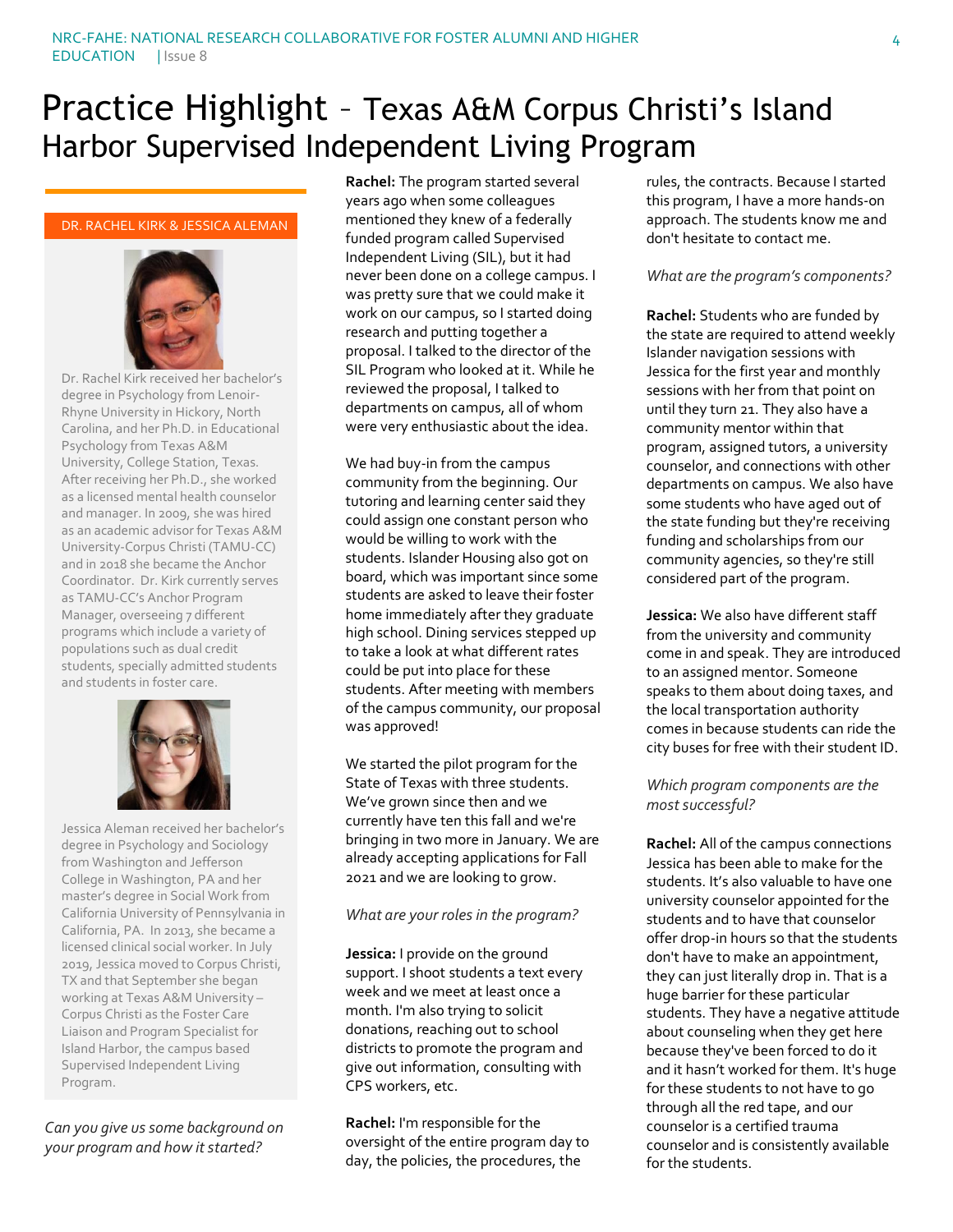# Practice Highlight – Texas A&M Corpus Christi's Island Harbor Supervised Independent Living Program

DR. RACHEL KIRK & JESSICA ALEMAN

Dr. Rachel Kirk received her bachelor's degree in Psychology from Lenoir-Rhyne University in Hickory, North Carolina, and her Ph.D. in Educational Psychology from Texas A&M University, College Station, Texas. After receiving her Ph.D., she worked as a licensed mental health counselor and manager. In 2009, she was hired as an academic advisor for Texas A&M University-Corpus Christi (TAMU-CC) and in 2018 she became the Anchor Coordinator. Dr. Kirk currently serves as TAMU-CC's Anchor Program Manager, overseeing 7 different programs which include a variety of populations such as dual credit students, specially admitted students and students in foster care.

Jessica Aleman received her bachelor's degree in Psychology and Sociology from Washington and Jefferson College in Washington, PA and her master's degree in Social Work from California University of Pennsylvania in California, PA. In 2013, she became a licensed clinical social worker. In July 2019, Jessica moved to Corpus Christi, TX and that September she began working at Texas A&M University – Corpus Christi as the Foster Care Liaison and Program Specialist for Island Harbor, the campus based Supervised Independent Living Program.

*Can you give us some background on your program and how it started?*

**Rachel:** The program started several years ago when some colleagues mentioned they knew of a federally funded program called Supervised Independent Living (SIL), but it had never been done on a college campus. I was pretty sure that we could make it work on our campus, so I started doing research and putting together a proposal. I talked to the director of the SIL Program who looked at it. While he reviewed the proposal, I talked to departments on campus, all of whom were very enthusiastic about the idea.

We had buy-in from the campus community from the beginning. Our tutoring and learning center said they could assign one constant person who would be willing to work with the students. Islander Housing also got on board, which was important since some students are asked to leave their foster home immediately after they graduate high school. Dining services stepped up to take a look at what different rates could be put into place for these students. After meeting with members of the campus community, our proposal was approved!

We started the pilot program for the State of Texas with three students. We've grown since then and we currently have ten this fall and we're bringing in two more in January. We are already accepting applications for Fall 2021 and we are looking to grow.

*What are your roles in the program?*

**Jessica:** I provide on the ground support. I shoot students a text every week and we meet at least once a month. I'm also trying to solicit donations, reaching out to school districts to promote the program and give out information, consulting with CPS workers, etc.

**Rachel:** I'm responsible for the oversight of the entire program day to day, the policies, the procedures, the rules, the contracts. Because I started this program, I have a more hands-on approach. The students know me and don't hesitate to contact me.

*What are the program's components?*

**Rachel:** Students who are funded by the state are required to attend weekly Islander navigation sessions with Jessica for the first year and monthly sessions with her from that point on until they turn 21. They also have a community mentor within that program, assigned tutors, a university counselor, and connections with other departments on campus. We also have some students who have aged out of the state funding but they're receiving funding and scholarships from our community agencies, so they're still considered part of the program.

**Jessica:** We also have different staff from the university and community come in and speak. They are introduced to an assigned mentor. Someone speaks to them about doing taxes, and the local transportation authority comes in because students can ride the city buses for free with their student ID.

*Which program components are the most successful?*

**Rachel:** All of the campus connections Jessica has been able to make for the students. It's also valuable to have one university counselor appointed for the students and to have that counselor offer drop-in hours so that the students don't have to make an appointment, they can just literally drop in. That is a huge barrier for these particular students. They have a negative attitude about counseling when they get here because they've been forced to do it and it hasn't worked for them. It's huge for these students to not have to go through all the red tape, and our counselor is a certified trauma counselor and is consistently available for the students.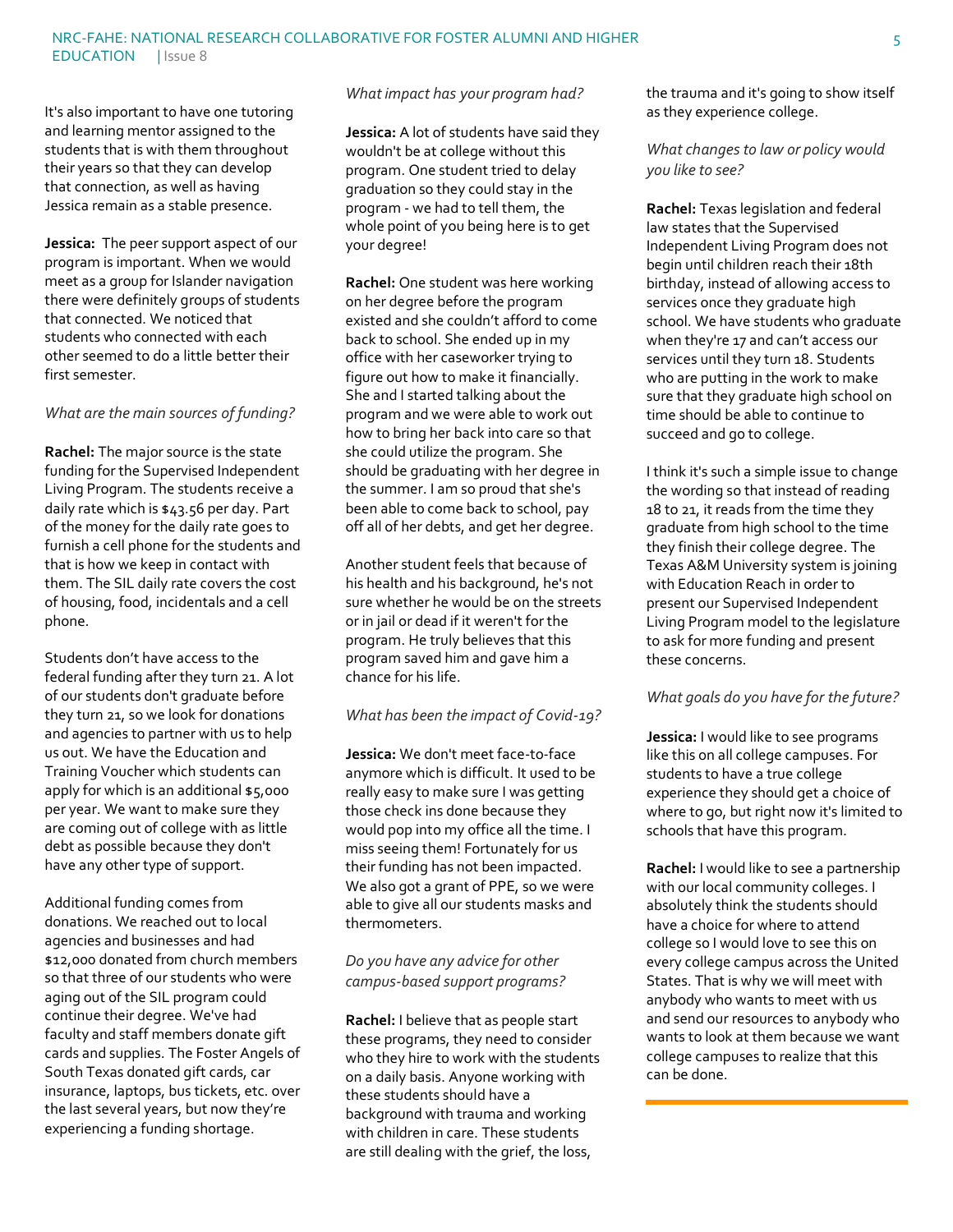It's also important to have one tutoring and learning mentor assigned to the students that is with them throughout their years so that they can develop that connection, as well as having Jessica remain as a stable presence.

**Jessica:** The peer support aspect of our program is important. When we would meet as a group for Islander navigation there were definitely groups of students that connected. We noticed that students who connected with each other seemed to do a little better their first semester.

*What are the main sources of funding?*

**Rachel:** The major source is the state funding for the Supervised Independent Living Program. The students receive a daily rate which is $43.56 per day. Part of the money for the daily rate goes to furnish a cell phone for the students and that is how we keep in contact with them. The SIL daily rate covers the cost of housing, food, incidentals and a cell phone.

Students don't have access to the federal funding after they turn 21. A lot of our students don't graduate before they turn 21, so we look for donations and agencies to partner with us to help us out. We have the Education and Training Voucher which students can apply for which is an additional $5,000 per year. We want to make sure they are coming out of college with as little debt as possible because they don't have any other type of support.

Additional funding comes from donations. We reached out to local agencies and businesses and had $12,000 donated from church members so that three of our students who were aging out of the SIL program could continue their degree. We've had faculty and staff members donate gift cards and supplies. The Foster Angels of South Texas donated gift cards, car insurance, laptops, bus tickets, etc. over the last several years, but now they're experiencing a funding shortage.

*What impact has your program had?*

**Jessica:** A lot of students have said they wouldn't be at college without this program. One student tried to delay graduation so they could stay in the program - we had to tell them, the whole point of you being here is to get your degree!

**Rachel:** One student was here working on her degree before the program existed and she couldn't afford to come back to school. She ended up in my office with her caseworker trying to figure out how to make it financially. She and I started talking about the program and we were able to work out how to bring her back into care so that she could utilize the program. She should be graduating with her degree in the summer. I am so proud that she's been able to come back to school, pay off all of her debts, and get her degree.

Another student feels that because of his health and his background, he's not sure whether he would be on the streets or in jail or dead if it weren't for the program. He truly believes that this program saved him and gave him a chance for his life.

*What has been the impact of Covid-19?*

**Jessica:** We don't meet face-to-face anymore which is difficult. It used to be really easy to make sure I was getting those check ins done because they would pop into my office all the time. I miss seeing them! Fortunately for us their funding has not been impacted. We also got a grant of PPE, so we were able to give all our students masks and thermometers.

*Do you have any advice for other campus-based support programs?*

**Rachel:** I believe that as people start these programs, they need to consider who they hire to work with the students on a daily basis. Anyone working with these students should have a background with trauma and working with children in care. These students are still dealing with the grief, the loss, the trauma and it's going to show itself as they experience college.

*What changes to law or policy would you like to see?*

**Rachel:** Texas legislation and federal law states that the Supervised Independent Living Program does not begin until children reach their 18th birthday, instead of allowing access to services once they graduate high school. We have students who graduate when they're 17 and can't access our services until they turn 18. Students who are putting in the work to make sure that they graduate high school on time should be able to continue to succeed and go to college.

I think it's such a simple issue to change the wording so that instead of reading 18 to 21, it reads from the time they graduate from high school to the time they finish their college degree. The Texas A&M University system is joining with Education Reach in order to present our Supervised Independent Living Program model to the legislature to ask for more funding and present these concerns.

*What goals do you have for the future?*

**Jessica:** I would like to see programs like this on all college campuses. For students to have a true college experience they should get a choice of where to go, but right now it's limited to schools that have this program.

**Rachel:** I would like to see a partnership with our local community colleges. I absolutely think the students should have a choice for where to attend college so I would love to see this on every college campus across the United States. That is why we will meet with anybody who wants to meet with us and send our resources to anybody who wants to look at them because we want college campuses to realize that this can be done.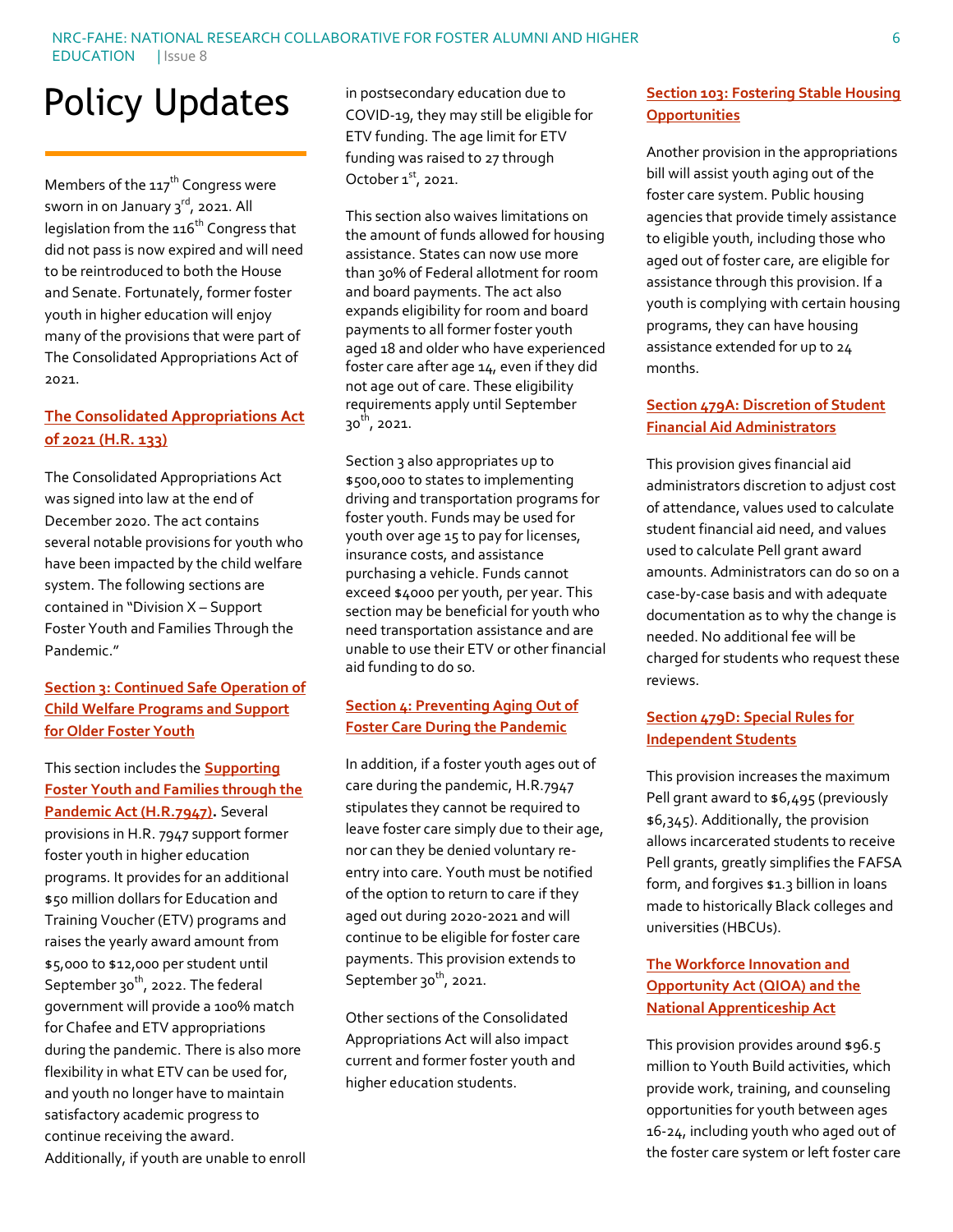# Policy Updates

Members of the 117th Congress were sworn in on January 3rd, 2021. All legislation from the 116th Congress that did not pass is now expired and will need to be reintroduced to both the House and Senate. Fortunately, former foster youth in higher education will enjoy many of the provisions that were part of The Consolidated Appropriations Act of 2021.

## The Consolidated Appropriations Act of 2021 (H.R. 133)

The Consolidated Appropriations Act was signed into law at the end of December 2020. The act contains several notable provisions for youth who have been impacted by the child welfare system. The following sections are contained in "Division X – Support Foster Youth and Families Through the Pandemic."

### Section 3: Continued Safe Operation of Child Welfare Programs and Support for Older Foster Youth

This section includes the **Supporting Foster Youth and Families through the Pandemic Act (H.R.7947).** Several provisions in H.R. 7947 support former foster youth in higher education programs. It provides for an additional $50 million dollars for Education and Training Voucher (ETV) programs and raises the yearly award amount from $5,000 to $12,000 per student until September 30th, 2022. The federal government will provide a 100% match for Chafee and ETV appropriations during the pandemic. There is also more flexibility in what ETV can be used for, and youth no longer have to maintain satisfactory academic progress to continue receiving the award. Additionally, if youth are unable to enroll in postsecondary education due to COVID-19, they may still be eligible for ETV funding. The age limit for ETV funding was raised to 27 through October 1st, 2021.

This section also waives limitations on the amount of funds allowed for housing assistance. States can now use more than 30% of Federal allotment for room and board payments. The act also expands eligibility for room and board payments to all former foster youth aged 18 and older who have experienced foster care after age 14, even if they did not age out of care. These eligibility requirements apply until September 30th, 2021.

Section 3 also appropriates up to $500,000 to states to implementing driving and transportation programs for foster youth. Funds may be used for youth over age 15 to pay for licenses, insurance costs, and assistance purchasing a vehicle. Funds cannot exceed $4000 per youth, per year. This section may be beneficial for youth who need transportation assistance and are unable to use their ETV or other financial aid funding to do so.

### Section 4: Preventing Aging Out of Foster Care During the Pandemic

In addition, if a foster youth ages out of care during the pandemic, H.R.7947 stipulates they cannot be required to leave foster care simply due to their age, nor can they be denied voluntary re-entry into care. Youth must be notified of the option to return to care if they aged out during 2020-2021 and will continue to be eligible for foster care payments. This provision extends to September 30th, 2021.

Other sections of the Consolidated Appropriations Act will also impact current and former foster youth and higher education students.

### Section 103: Fostering Stable Housing Opportunities

Another provision in the appropriations bill will assist youth aging out of the foster care system. Public housing agencies that provide timely assistance to eligible youth, including those who aged out of foster care, are eligible for assistance through this provision. If a youth is complying with certain housing programs, they can have housing assistance extended for up to 24 months.

### Section 479A: Discretion of Student Financial Aid Administrators

This provision gives financial aid administrators discretion to adjust cost of attendance, values used to calculate student financial aid need, and values used to calculate Pell grant award amounts. Administrators can do so on a case-by-case basis and with adequate documentation as to why the change is needed. No additional fee will be charged for students who request these reviews.

### Section 479D: Special Rules for Independent Students

This provision increases the maximum Pell grant award to $6,495 (previously $6,345). Additionally, the provision allows incarcerated students to receive Pell grants, greatly simplifies the FAFSA form, and forgives $1.3 billion in loans made to historically Black colleges and universities (HBCUs).

### The Workforce Innovation and Opportunity Act (QIOA) and the National Apprenticeship Act

This provision provides around $96.5 million to Youth Build activities, which provide work, training, and counseling opportunities for youth between ages 16-24, including youth who aged out of the foster care system or left foster care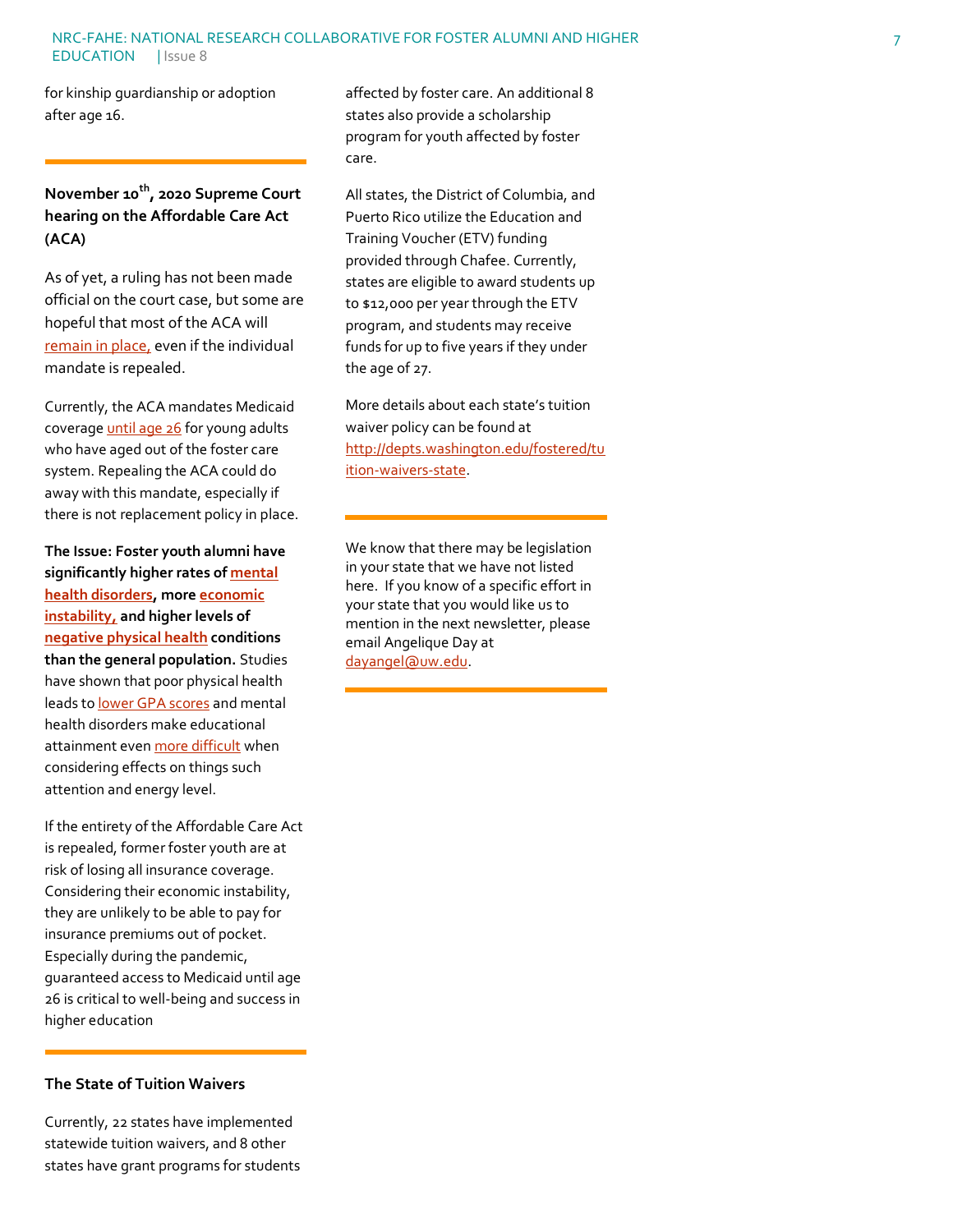for kinship guardianship or adoption after age 16.

---

**November 10th, 2020 Supreme Court hearing on the Affordable Care Act (ACA)**

As of yet, a ruling has not been made official on the court case, but some are hopeful that most of the ACA will remain in place, even if the individual mandate is repealed.

Currently, the ACA mandates Medicaid coverage until age 26 for young adults who have aged out of the foster care system. Repealing the ACA could do away with this mandate, especially if there is not replacement policy in place.

**The Issue: Foster youth alumni have significantly higher rates of mental health disorders, more economic instability, and higher levels of negative physical health conditions than the general population.** Studies have shown that poor physical health leads to lower GPA scores and mental health disorders make educational attainment even more difficult when considering effects on things such attention and energy level.

If the entirety of the Affordable Care Act is repealed, former foster youth are at risk of losing all insurance coverage. Considering their economic instability, they are unlikely to be able to pay for insurance premiums out of pocket. Especially during the pandemic, guaranteed access to Medicaid until age 26 is critical to well-being and success in higher education

---

**The State of Tuition Waivers**

Currently, 22 states have implemented statewide tuition waivers, and 8 other states have grant programs for students affected by foster care. An additional 8 states also provide a scholarship program for youth affected by foster care.

All states, the District of Columbia, and Puerto Rico utilize the Education and Training Voucher (ETV) funding provided through Chafee. Currently, states are eligible to award students up to $12,000 per year through the ETV program, and students may receive funds for up to five years if they under the age of 27.

More details about each state's tuition waiver policy can be found at http://depts.washington.edu/fostered/tuition-waivers-state.

---

We know that there may be legislation in your state that we have not listed here. If you know of a specific effort in your state that you would like us to mention in the next newsletter, please email Angelique Day at dayangel@uw.edu.

---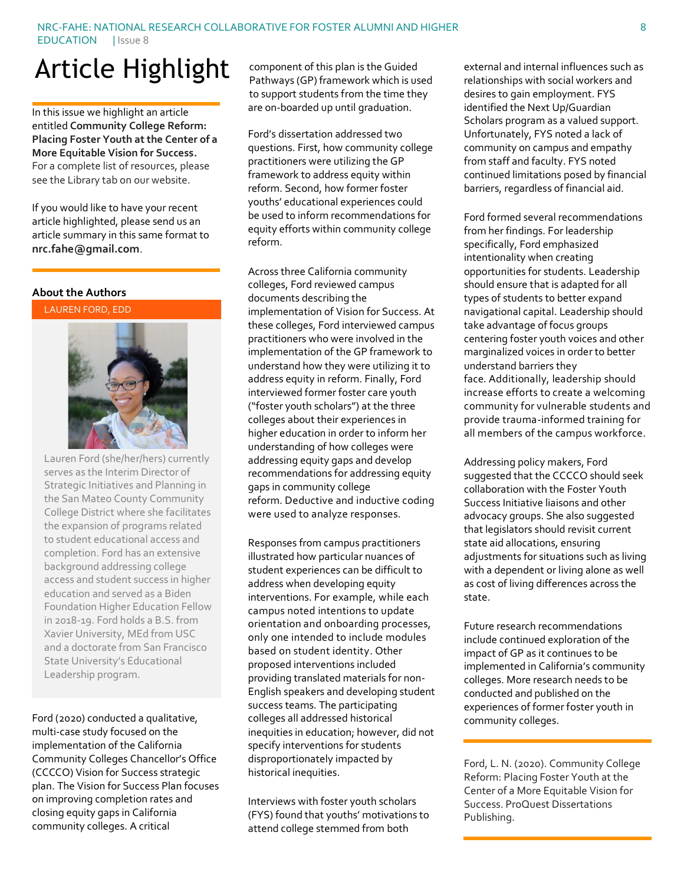# Article Highlight

In this issue we highlight an article entitled **Community College Reform: Placing Foster Youth at the Center of a More Equitable Vision for Success.** For a complete list of resources, please see the Library tab on our website.

If you would like to have your recent article highlighted, please send us an article summary in this same format to **nrc.fahe@gmail.com**.

## About the Authors

LAUREN FORD, EDD

Lauren Ford (she/her/hers) currently serves as the Interim Director of Strategic Initiatives and Planning in the San Mateo County Community College District where she facilitates the expansion of programs related to student educational access and completion. Ford has an extensive background addressing college access and student success in higher education and served as a Biden Foundation Higher Education Fellow in 2018-19. Ford holds a B.S. from Xavier University, MEd from USC and a doctorate from San Francisco State University's Educational Leadership program.

Ford (2020) conducted a qualitative, multi-case study focused on the implementation of the California Community Colleges Chancellor's Office (CCCCO) Vision for Success strategic plan. The Vision for Success Plan focuses on improving completion rates and closing equity gaps in California community colleges. A critical component of this plan is the Guided Pathways (GP) framework which is used to support students from the time they are on-boarded up until graduation.

Ford's dissertation addressed two questions. First, how community college practitioners were utilizing the GP framework to address equity within reform. Second, how former foster youths' educational experiences could be used to inform recommendations for equity efforts within community college reform.

Across three California community colleges, Ford reviewed campus documents describing the implementation of Vision for Success. At these colleges, Ford interviewed campus practitioners who were involved in the implementation of the GP framework to understand how they were utilizing it to address equity in reform. Finally, Ford interviewed former foster care youth ("foster youth scholars") at the three colleges about their experiences in higher education in order to inform her understanding of how colleges were addressing equity gaps and develop recommendations for addressing equity gaps in community college reform. Deductive and inductive coding were used to analyze responses.

Responses from campus practitioners illustrated how particular nuances of student experiences can be difficult to address when developing equity interventions. For example, while each campus noted intentions to update orientation and onboarding processes, only one intended to include modules based on student identity. Other proposed interventions included providing translated materials for non-English speakers and developing student success teams. The participating colleges all addressed historical inequities in education; however, did not specify interventions for students disproportionately impacted by historical inequities.

Interviews with foster youth scholars (FYS) found that youths' motivations to attend college stemmed from both external and internal influences such as relationships with social workers and desires to gain employment. FYS identified the Next Up/Guardian Scholars program as a valued support. Unfortunately, FYS noted a lack of community on campus and empathy from staff and faculty. FYS noted continued limitations posed by financial barriers, regardless of financial aid.

Ford formed several recommendations from her findings. For leadership specifically, Ford emphasized intentionality when creating opportunities for students. Leadership should ensure that is adapted for all types of students to better expand navigational capital. Leadership should take advantage of focus groups centering foster youth voices and other marginalized voices in order to better understand barriers they face. Additionally, leadership should increase efforts to create a welcoming community for vulnerable students and provide trauma-informed training for all members of the campus workforce.

Addressing policy makers, Ford suggested that the CCCCO should seek collaboration with the Foster Youth Success Initiative liaisons and other advocacy groups. She also suggested that legislators should revisit current state aid allocations, ensuring adjustments for situations such as living with a dependent or living alone as well as cost of living differences across the state.

Future research recommendations include continued exploration of the impact of GP as it continues to be implemented in California's community colleges. More research needs to be conducted and published on the experiences of former foster youth in community colleges.

Ford, L. N. (2020). Community College Reform: Placing Foster Youth at the Center of a More Equitable Vision for Success. ProQuest Dissertations Publishing.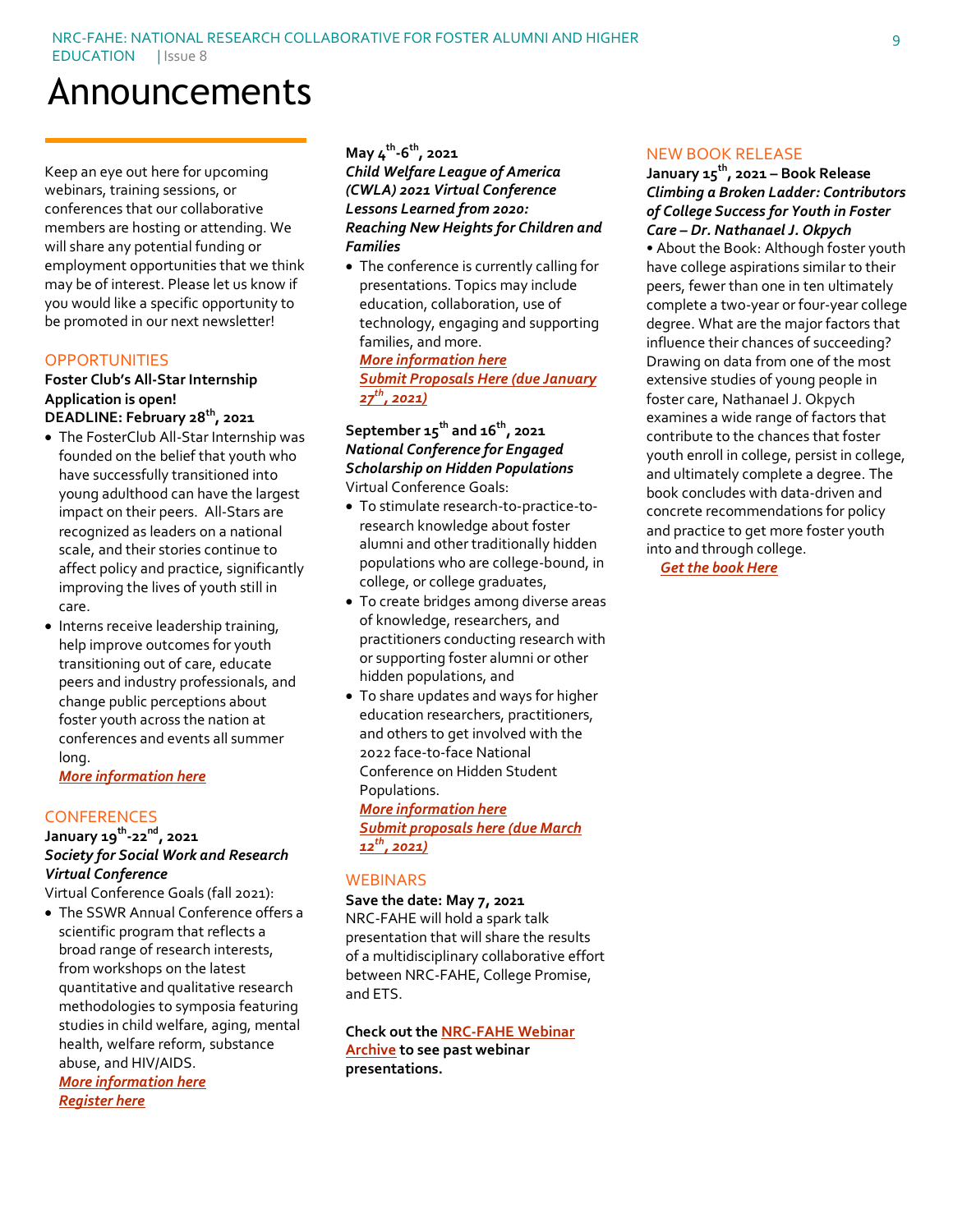# Announcements

Keep an eye out here for upcoming webinars, training sessions, or conferences that our collaborative members are hosting or attending. We will share any potential funding or employment opportunities that we think may be of interest. Please let us know if you would like a specific opportunity to be promoted in our next newsletter!

## OPPORTUNITIES

**Foster Club's All-Star Internship Application is open!**
**DEADLINE: February 28th, 2021**

- The FosterClub All-Star Internship was founded on the belief that youth who have successfully transitioned into young adulthood can have the largest impact on their peers. All-Stars are recognized as leaders on a national scale, and their stories continue to affect policy and practice, significantly improving the lives of youth still in care.
- Interns receive leadership training, help improve outcomes for youth transitioning out of care, educate peers and industry professionals, and change public perceptions about foster youth across the nation at conferences and events all summer long.

  ***More information here***

## CONFERENCES

**January 19th-22nd, 2021**
***Society for Social Work and Research Virtual Conference***
Virtual Conference Goals (fall 2021):

- The SSWR Annual Conference offers a scientific program that reflects a broad range of research interests, from workshops on the latest quantitative and qualitative research methodologies to symposia featuring studies in child welfare, aging, mental health, welfare reform, substance abuse, and HIV/AIDS.

  ***More information here***
  ***Register here***

**May 4th-6th, 2021**
***Child Welfare League of America (CWLA) 2021 Virtual Conference Lessons Learned from 2020: Reaching New Heights for Children and Families***

- The conference is currently calling for presentations. Topics may include education, collaboration, use of technology, engaging and supporting families, and more.

  ***More information here***
  ***Submit Proposals Here (due January 27th, 2021)***

**September 15th and 16th, 2021**
***National Conference for Engaged Scholarship on Hidden Populations***
Virtual Conference Goals:

- To stimulate research-to-practice-to-research knowledge about foster alumni and other traditionally hidden populations who are college-bound, in college, or college graduates,
- To create bridges among diverse areas of knowledge, researchers, and practitioners conducting research with or supporting foster alumni or other hidden populations, and
- To share updates and ways for higher education researchers, practitioners, and others to get involved with the 2022 face-to-face National Conference on Hidden Student Populations.

  ***More information here***
  ***Submit proposals here (due March 12th, 2021)***

## WEBINARS

**Save the date: May 7, 2021**
NRC-FAHE will hold a spark talk presentation that will share the results of a multidisciplinary collaborative effort between NRC-FAHE, College Promise, and ETS.

**Check out the NRC-FAHE Webinar Archive to see past webinar presentations.**

## NEW BOOK RELEASE

**January 15th, 2021 – Book Release**
***Climbing a Broken Ladder: Contributors of College Success for Youth in Foster Care – Dr. Nathanael J. Okpych***

• About the Book: Although foster youth have college aspirations similar to their peers, fewer than one in ten ultimately complete a two-year or four-year college degree. What are the major factors that influence their chances of succeeding? Drawing on data from one of the most extensive studies of young people in foster care, Nathanael J. Okpych examines a wide range of factors that contribute to the chances that foster youth enroll in college, persist in college, and ultimately complete a degree. The book concludes with data-driven and concrete recommendations for policy and practice to get more foster youth into and through college.

***Get the book Here***